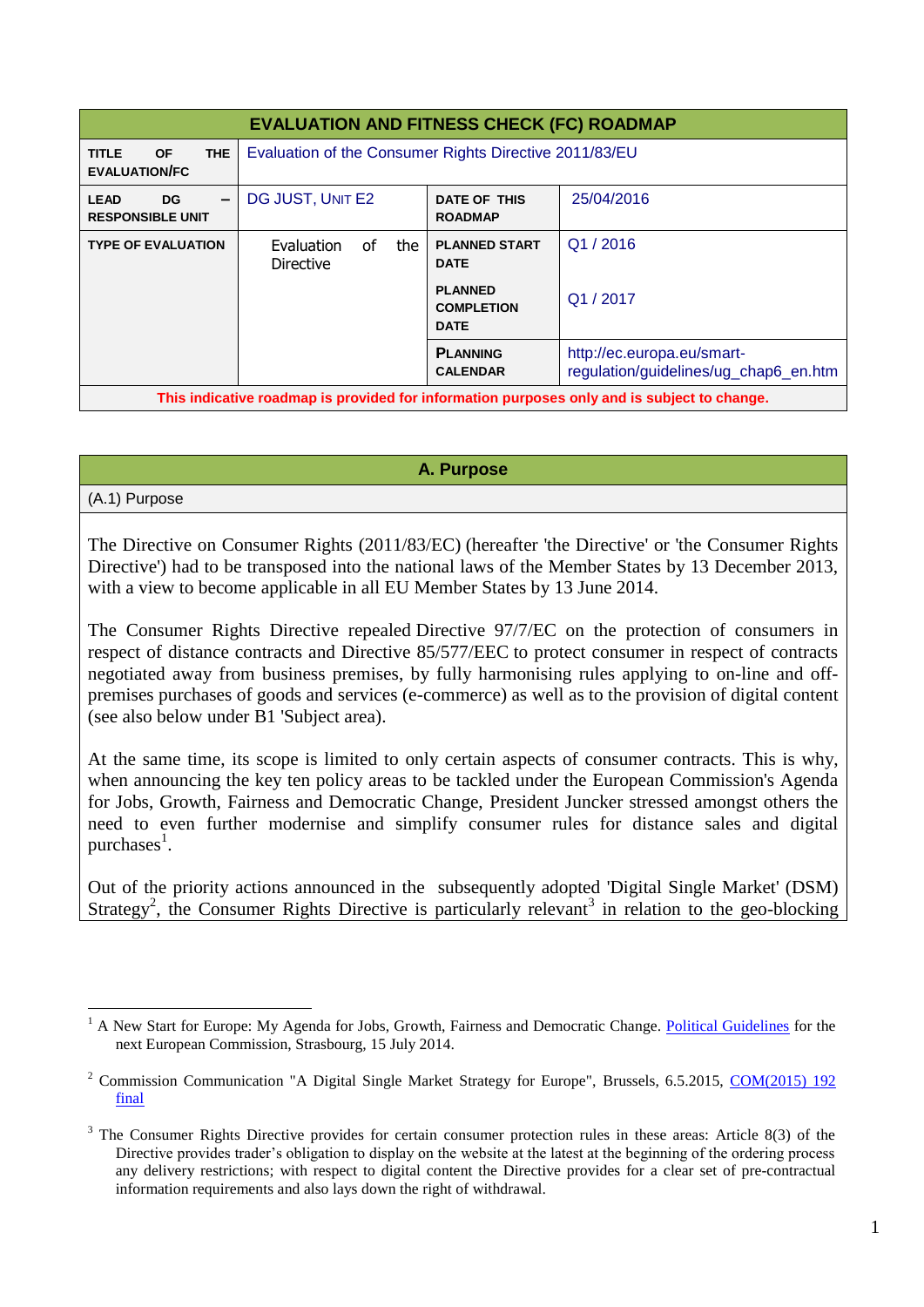| EVALUATION AND FITNESS CHECK (FC) ROADMAP | | | |
|---|---|---|---|
| **TITLE OF THE EVALUATION/FC** | Evaluation of the Consumer Rights Directive 2011/83/EU | | |
| **LEAD DG – RESPONSIBLE UNIT** | DG JUST, UNIT E2 | **DATE OF THIS ROADMAP** | 25/04/2016 |
| **TYPE OF EVALUATION** | Evaluation of the Directive | **PLANNED START DATE** | Q1 / 2016 |
| | | **PLANNED COMPLETION DATE** | Q1 / 2017 |
| | | **PLANNING CALENDAR** | http://ec.europa.eu/smart-regulation/guidelines/ug_chap6_en.htm |
| **This indicative roadmap is provided for information purposes only and is subject to change.** | | | |

## A. Purpose

(A.1) Purpose

The Directive on Consumer Rights (2011/83/EC) (hereafter 'the Directive' or 'the Consumer Rights Directive') had to be transposed into the national laws of the Member States by 13 December 2013, with a view to become applicable in all EU Member States by 13 June 2014.

The Consumer Rights Directive repealed Directive 97/7/EC on the protection of consumers in respect of distance contracts and Directive 85/577/EEC to protect consumer in respect of contracts negotiated away from business premises, by fully harmonising rules applying to on-line and off-premises purchases of goods and services (e-commerce) as well as to the provision of digital content (see also below under B1 'Subject area).

At the same time, its scope is limited to only certain aspects of consumer contracts. This is why, when announcing the key ten policy areas to be tackled under the European Commission's Agenda for Jobs, Growth, Fairness and Democratic Change, President Juncker stressed amongst others the need to even further modernise and simplify consumer rules for distance sales and digital purchases[1].

Out of the priority actions announced in the subsequently adopted 'Digital Single Market' (DSM) Strategy[2], the Consumer Rights Directive is particularly relevant[3] in relation to the geo-blocking

---

[1] A New Start for Europe: My Agenda for Jobs, Growth, Fairness and Democratic Change. Political Guidelines for the next European Commission, Strasbourg, 15 July 2014.

[2] Commission Communication "A Digital Single Market Strategy for Europe", Brussels, 6.5.2015, COM(2015) 192 final

[3] The Consumer Rights Directive provides for certain consumer protection rules in these areas: Article 8(3) of the Directive provides trader's obligation to display on the website at the latest at the beginning of the ordering process any delivery restrictions; with respect to digital content the Directive provides for a clear set of pre-contractual information requirements and also lays down the right of withdrawal.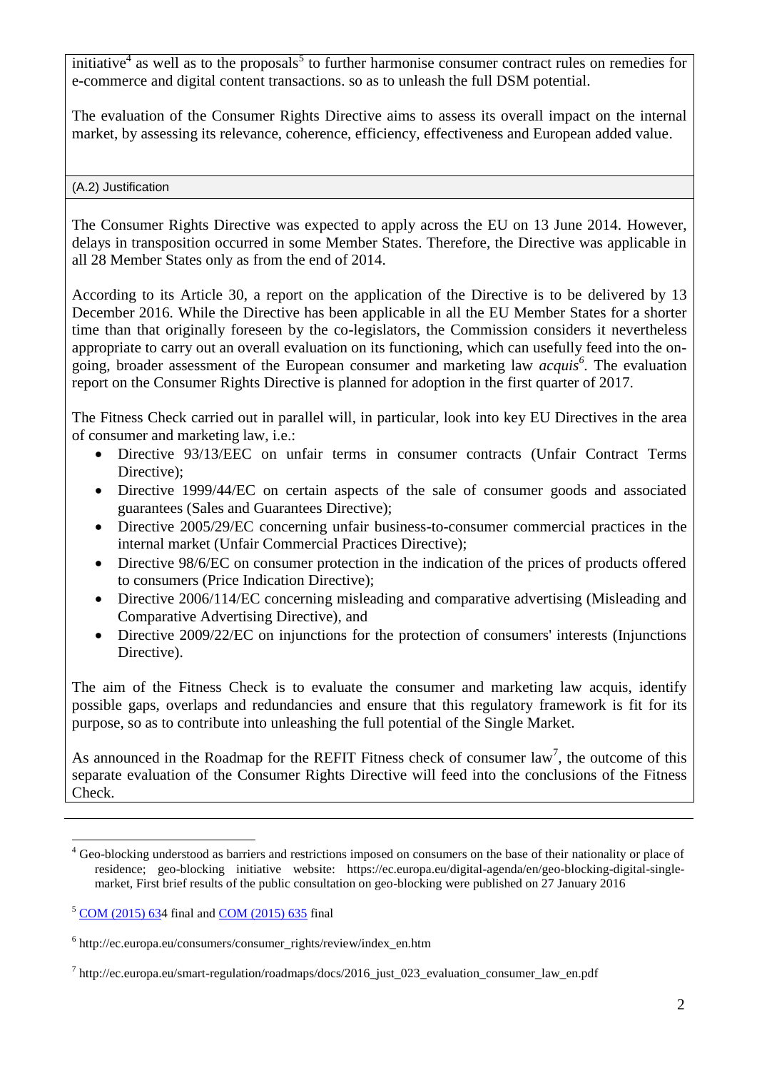initiative[4] as well as to the proposals[5] to further harmonise consumer contract rules on remedies for e-commerce and digital content transactions. so as to unleash the full DSM potential.

The evaluation of the Consumer Rights Directive aims to assess its overall impact on the internal market, by assessing its relevance, coherence, efficiency, effectiveness and European added value.

### (A.2) Justification

The Consumer Rights Directive was expected to apply across the EU on 13 June 2014. However, delays in transposition occurred in some Member States. Therefore, the Directive was applicable in all 28 Member States only as from the end of 2014.

According to its Article 30, a report on the application of the Directive is to be delivered by 13 December 2016. While the Directive has been applicable in all the EU Member States for a shorter time than that originally foreseen by the co-legislators, the Commission considers it nevertheless appropriate to carry out an overall evaluation on its functioning, which can usefully feed into the on-going, broader assessment of the European consumer and marketing law *acquis*[6]. The evaluation report on the Consumer Rights Directive is planned for adoption in the first quarter of 2017.

The Fitness Check carried out in parallel will, in particular, look into key EU Directives in the area of consumer and marketing law, i.e.:

- Directive 93/13/EEC on unfair terms in consumer contracts (Unfair Contract Terms Directive);
- Directive 1999/44/EC on certain aspects of the sale of consumer goods and associated guarantees (Sales and Guarantees Directive);
- Directive 2005/29/EC concerning unfair business-to-consumer commercial practices in the internal market (Unfair Commercial Practices Directive);
- Directive 98/6/EC on consumer protection in the indication of the prices of products offered to consumers (Price Indication Directive);
- Directive 2006/114/EC concerning misleading and comparative advertising (Misleading and Comparative Advertising Directive), and
- Directive 2009/22/EC on injunctions for the protection of consumers' interests (Injunctions Directive).

The aim of the Fitness Check is to evaluate the consumer and marketing law acquis, identify possible gaps, overlaps and redundancies and ensure that this regulatory framework is fit for its purpose, so as to contribute into unleashing the full potential of the Single Market.

As announced in the Roadmap for the REFIT Fitness check of consumer law[7], the outcome of this separate evaluation of the Consumer Rights Directive will feed into the conclusions of the Fitness Check.

---

[4] Geo-blocking understood as barriers and restrictions imposed on consumers on the base of their nationality or place of residence; geo-blocking initiative website: https://ec.europa.eu/digital-agenda/en/geo-blocking-digital-single-market, First brief results of the public consultation on geo-blocking were published on 27 January 2016

[5] COM (2015) 634 final and COM (2015) 635 final

[6] http://ec.europa.eu/consumers/consumer_rights/review/index_en.htm

[7] http://ec.europa.eu/smart-regulation/roadmaps/docs/2016_just_023_evaluation_consumer_law_en.pdf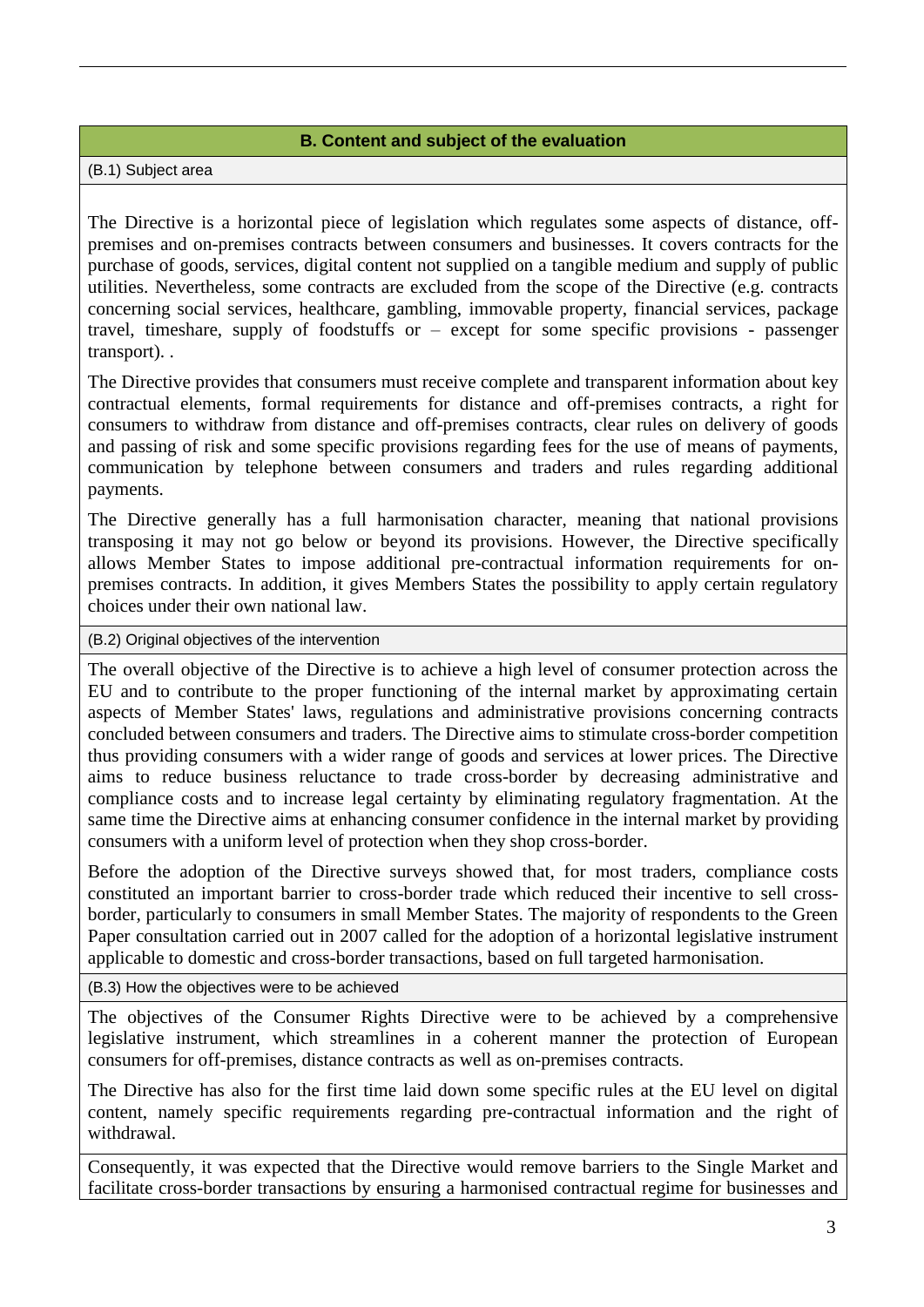## B. Content and subject of the evaluation

### (B.1) Subject area

The Directive is a horizontal piece of legislation which regulates some aspects of distance, off-premises and on-premises contracts between consumers and businesses. It covers contracts for the purchase of goods, services, digital content not supplied on a tangible medium and supply of public utilities. Nevertheless, some contracts are excluded from the scope of the Directive (e.g. contracts concerning social services, healthcare, gambling, immovable property, financial services, package travel, timeshare, supply of foodstuffs or – except for some specific provisions - passenger transport). .

The Directive provides that consumers must receive complete and transparent information about key contractual elements, formal requirements for distance and off-premises contracts, a right for consumers to withdraw from distance and off-premises contracts, clear rules on delivery of goods and passing of risk and some specific provisions regarding fees for the use of means of payments, communication by telephone between consumers and traders and rules regarding additional payments.

The Directive generally has a full harmonisation character, meaning that national provisions transposing it may not go below or beyond its provisions. However, the Directive specifically allows Member States to impose additional pre-contractual information requirements for on-premises contracts. In addition, it gives Members States the possibility to apply certain regulatory choices under their own national law.

### (B.2) Original objectives of the intervention

The overall objective of the Directive is to achieve a high level of consumer protection across the EU and to contribute to the proper functioning of the internal market by approximating certain aspects of Member States' laws, regulations and administrative provisions concerning contracts concluded between consumers and traders. The Directive aims to stimulate cross-border competition thus providing consumers with a wider range of goods and services at lower prices. The Directive aims to reduce business reluctance to trade cross-border by decreasing administrative and compliance costs and to increase legal certainty by eliminating regulatory fragmentation. At the same time the Directive aims at enhancing consumer confidence in the internal market by providing consumers with a uniform level of protection when they shop cross-border.

Before the adoption of the Directive surveys showed that, for most traders, compliance costs constituted an important barrier to cross-border trade which reduced their incentive to sell cross-border, particularly to consumers in small Member States. The majority of respondents to the Green Paper consultation carried out in 2007 called for the adoption of a horizontal legislative instrument applicable to domestic and cross-border transactions, based on full targeted harmonisation.

### (B.3) How the objectives were to be achieved

The objectives of the Consumer Rights Directive were to be achieved by a comprehensive legislative instrument, which streamlines in a coherent manner the protection of European consumers for off-premises, distance contracts as well as on-premises contracts.

The Directive has also for the first time laid down some specific rules at the EU level on digital content, namely specific requirements regarding pre-contractual information and the right of withdrawal.

Consequently, it was expected that the Directive would remove barriers to the Single Market and facilitate cross-border transactions by ensuring a harmonised contractual regime for businesses and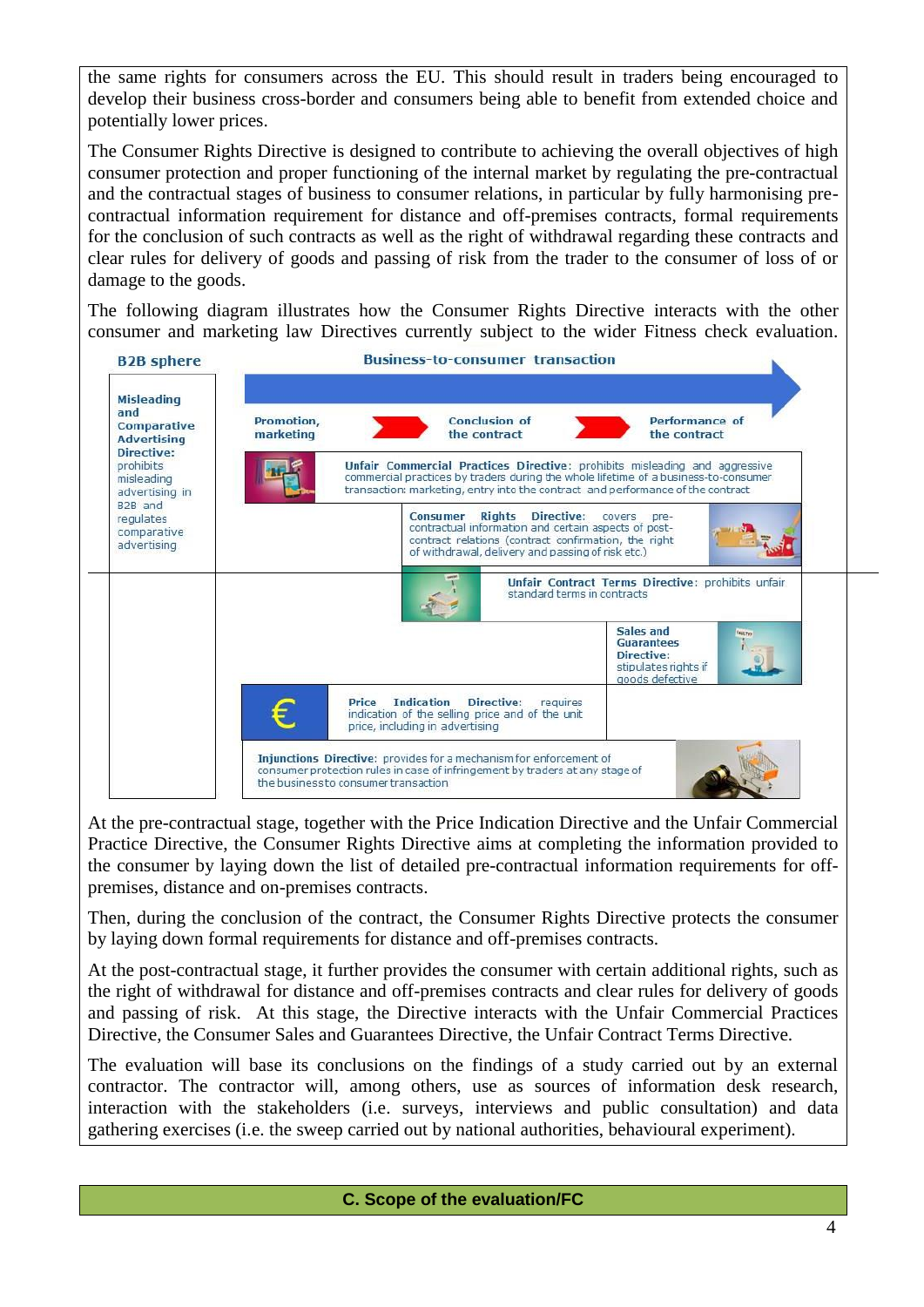the same rights for consumers across the EU. This should result in traders being encouraged to develop their business cross-border and consumers being able to benefit from extended choice and potentially lower prices.

The Consumer Rights Directive is designed to contribute to achieving the overall objectives of high consumer protection and proper functioning of the internal market by regulating the pre-contractual and the contractual stages of business to consumer relations, in particular by fully harmonising pre-contractual information requirement for distance and off-premises contracts, formal requirements for the conclusion of such contracts as well as the right of withdrawal regarding these contracts and clear rules for delivery of goods and passing of risk from the trader to the consumer of loss of or damage to the goods.

The following diagram illustrates how the Consumer Rights Directive interacts with the other consumer and marketing law Directives currently subject to the wider Fitness check evaluation.

**B2B sphere**

**Misleading and Comparative Advertising Directive:** prohibits misleading advertising in B2B and regulates comparative advertising

**Business-to-consumer transaction**

**Promotion, marketing** → **Conclusion of the contract** → **Performance of the contract**

**Unfair Commercial Practices Directive**: prohibits misleading and aggressive commercial practices by traders during the whole lifetime of a business-to-consumer transaction: marketing, entry into the contract and performance of the contract

**Consumer Rights Directive**: covers pre-contractual information and certain aspects of post-contract relations (contract confirmation, the right of withdrawal, delivery and passing of risk etc.)

**Unfair Contract Terms Directive**: prohibits unfair standard terms in contracts

**Sales and Guarantees Directive**: stipulates rights if goods defective

**Price Indication Directive**: requires indication of the selling price and of the unit price, including in advertising

**Injunctions Directive**: provides for a mechanism for enforcement of consumer protection rules in case of infringement by traders at any stage of the business to consumer transaction

At the pre-contractual stage, together with the Price Indication Directive and the Unfair Commercial Practice Directive, the Consumer Rights Directive aims at completing the information provided to the consumer by laying down the list of detailed pre-contractual information requirements for off-premises, distance and on-premises contracts.

Then, during the conclusion of the contract, the Consumer Rights Directive protects the consumer by laying down formal requirements for distance and off-premises contracts.

At the post-contractual stage, it further provides the consumer with certain additional rights, such as the right of withdrawal for distance and off-premises contracts and clear rules for delivery of goods and passing of risk. At this stage, the Directive interacts with the Unfair Commercial Practices Directive, the Consumer Sales and Guarantees Directive, the Unfair Contract Terms Directive.

The evaluation will base its conclusions on the findings of a study carried out by an external contractor. The contractor will, among others, use as sources of information desk research, interaction with the stakeholders (i.e. surveys, interviews and public consultation) and data gathering exercises (i.e. the sweep carried out by national authorities, behavioural experiment).

## C. Scope of the evaluation/FC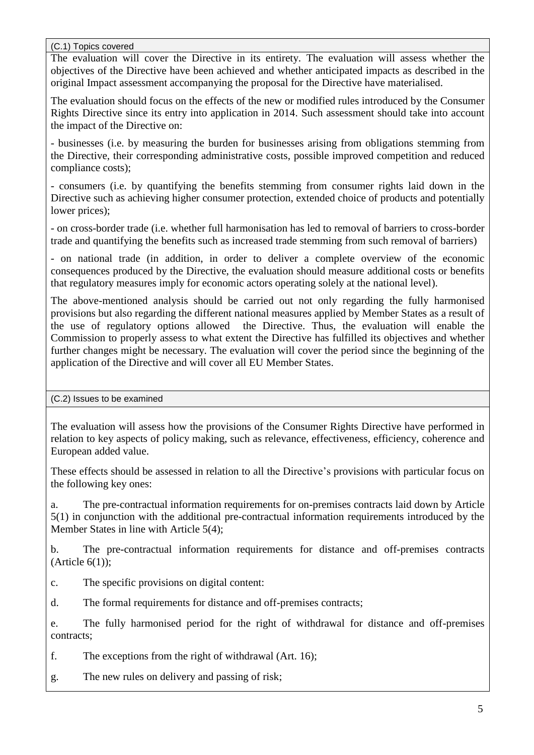(C.1) Topics covered

The evaluation will cover the Directive in its entirety. The evaluation will assess whether the objectives of the Directive have been achieved and whether anticipated impacts as described in the original Impact assessment accompanying the proposal for the Directive have materialised.

The evaluation should focus on the effects of the new or modified rules introduced by the Consumer Rights Directive since its entry into application in 2014. Such assessment should take into account the impact of the Directive on:

- businesses (i.e. by measuring the burden for businesses arising from obligations stemming from the Directive, their corresponding administrative costs, possible improved competition and reduced compliance costs);

- consumers (i.e. by quantifying the benefits stemming from consumer rights laid down in the Directive such as achieving higher consumer protection, extended choice of products and potentially lower prices);

- on cross-border trade (i.e. whether full harmonisation has led to removal of barriers to cross-border trade and quantifying the benefits such as increased trade stemming from such removal of barriers)

- on national trade (in addition, in order to deliver a complete overview of the economic consequences produced by the Directive, the evaluation should measure additional costs or benefits that regulatory measures imply for economic actors operating solely at the national level).

The above-mentioned analysis should be carried out not only regarding the fully harmonised provisions but also regarding the different national measures applied by Member States as a result of the use of regulatory options allowed the Directive. Thus, the evaluation will enable the Commission to properly assess to what extent the Directive has fulfilled its objectives and whether further changes might be necessary. The evaluation will cover the period since the beginning of the application of the Directive and will cover all EU Member States.

(C.2) Issues to be examined

The evaluation will assess how the provisions of the Consumer Rights Directive have performed in relation to key aspects of policy making, such as relevance, effectiveness, efficiency, coherence and European added value.

These effects should be assessed in relation to all the Directive's provisions with particular focus on the following key ones:

a. The pre-contractual information requirements for on-premises contracts laid down by Article 5(1) in conjunction with the additional pre-contractual information requirements introduced by the Member States in line with Article 5(4);

b. The pre-contractual information requirements for distance and off-premises contracts (Article 6(1));

c. The specific provisions on digital content:

d. The formal requirements for distance and off-premises contracts;

e. The fully harmonised period for the right of withdrawal for distance and off-premises contracts;

f. The exceptions from the right of withdrawal (Art. 16);

g. The new rules on delivery and passing of risk;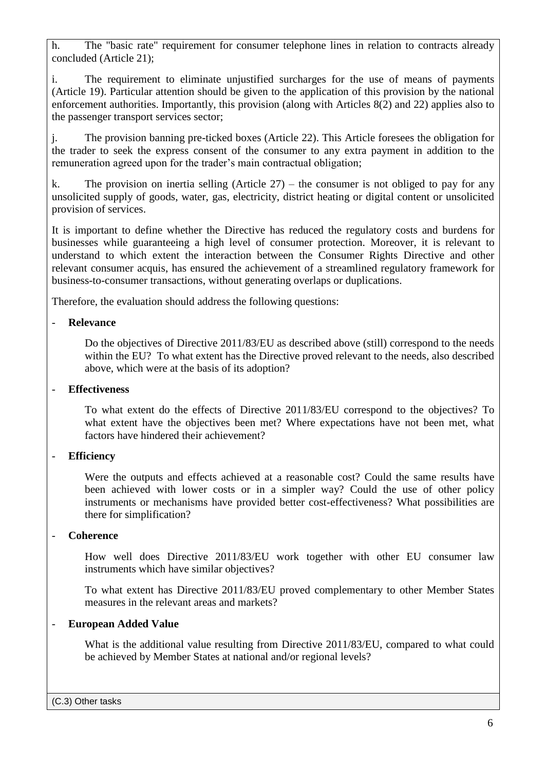h. The "basic rate" requirement for consumer telephone lines in relation to contracts already concluded (Article 21);

i. The requirement to eliminate unjustified surcharges for the use of means of payments (Article 19). Particular attention should be given to the application of this provision by the national enforcement authorities. Importantly, this provision (along with Articles 8(2) and 22) applies also to the passenger transport services sector;

j. The provision banning pre-ticked boxes (Article 22). This Article foresees the obligation for the trader to seek the express consent of the consumer to any extra payment in addition to the remuneration agreed upon for the trader's main contractual obligation;

k. The provision on inertia selling (Article 27) – the consumer is not obliged to pay for any unsolicited supply of goods, water, gas, electricity, district heating or digital content or unsolicited provision of services.

It is important to define whether the Directive has reduced the regulatory costs and burdens for businesses while guaranteeing a high level of consumer protection. Moreover, it is relevant to understand to which extent the interaction between the Consumer Rights Directive and other relevant consumer acquis, has ensured the achievement of a streamlined regulatory framework for business-to-consumer transactions, without generating overlaps or duplications.

Therefore, the evaluation should address the following questions:

- **Relevance**

  Do the objectives of Directive 2011/83/EU as described above (still) correspond to the needs within the EU? To what extent has the Directive proved relevant to the needs, also described above, which were at the basis of its adoption?

- **Effectiveness**

  To what extent do the effects of Directive 2011/83/EU correspond to the objectives? To what extent have the objectives been met? Where expectations have not been met, what factors have hindered their achievement?

- **Efficiency**

  Were the outputs and effects achieved at a reasonable cost? Could the same results have been achieved with lower costs or in a simpler way? Could the use of other policy instruments or mechanisms have provided better cost-effectiveness? What possibilities are there for simplification?

- **Coherence**

  How well does Directive 2011/83/EU work together with other EU consumer law instruments which have similar objectives?

  To what extent has Directive 2011/83/EU proved complementary to other Member States measures in the relevant areas and markets?

- **European Added Value**

  What is the additional value resulting from Directive 2011/83/EU, compared to what could be achieved by Member States at national and/or regional levels?

(C.3) Other tasks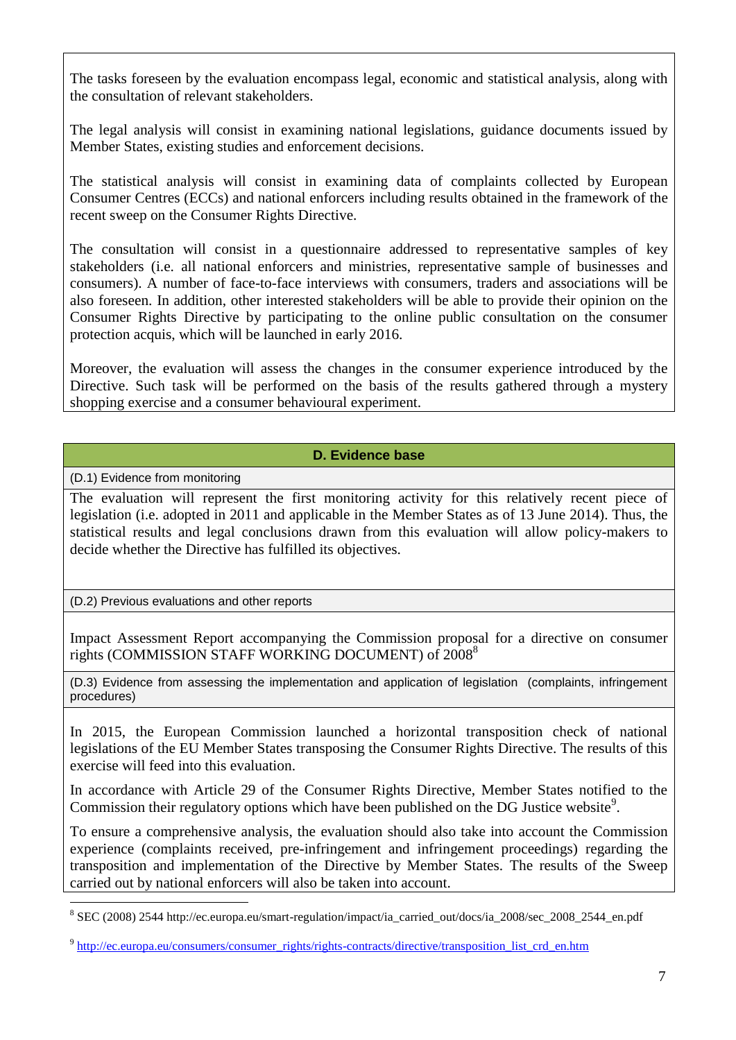The tasks foreseen by the evaluation encompass legal, economic and statistical analysis, along with the consultation of relevant stakeholders.

The legal analysis will consist in examining national legislations, guidance documents issued by Member States, existing studies and enforcement decisions.

The statistical analysis will consist in examining data of complaints collected by European Consumer Centres (ECCs) and national enforcers including results obtained in the framework of the recent sweep on the Consumer Rights Directive.

The consultation will consist in a questionnaire addressed to representative samples of key stakeholders (i.e. all national enforcers and ministries, representative sample of businesses and consumers). A number of face-to-face interviews with consumers, traders and associations will be also foreseen. In addition, other interested stakeholders will be able to provide their opinion on the Consumer Rights Directive by participating to the online public consultation on the consumer protection acquis, which will be launched in early 2016.

Moreover, the evaluation will assess the changes in the consumer experience introduced by the Directive. Such task will be performed on the basis of the results gathered through a mystery shopping exercise and a consumer behavioural experiment.

## D. Evidence base

(D.1) Evidence from monitoring

The evaluation will represent the first monitoring activity for this relatively recent piece of legislation (i.e. adopted in 2011 and applicable in the Member States as of 13 June 2014). Thus, the statistical results and legal conclusions drawn from this evaluation will allow policy-makers to decide whether the Directive has fulfilled its objectives.

(D.2) Previous evaluations and other reports

Impact Assessment Report accompanying the Commission proposal for a directive on consumer rights (COMMISSION STAFF WORKING DOCUMENT) of 2008[8]

(D.3) Evidence from assessing the implementation and application of legislation (complaints, infringement procedures)

In 2015, the European Commission launched a horizontal transposition check of national legislations of the EU Member States transposing the Consumer Rights Directive. The results of this exercise will feed into this evaluation.

In accordance with Article 29 of the Consumer Rights Directive, Member States notified to the Commission their regulatory options which have been published on the DG Justice website[9].

To ensure a comprehensive analysis, the evaluation should also take into account the Commission experience (complaints received, pre-infringement and infringement proceedings) regarding the transposition and implementation of the Directive by Member States. The results of the Sweep carried out by national enforcers will also be taken into account.

---

[8] SEC (2008) 2544 http://ec.europa.eu/smart-regulation/impact/ia_carried_out/docs/ia_2008/sec_2008_2544_en.pdf

[9] http://ec.europa.eu/consumers/consumer_rights/rights-contracts/directive/transposition_list_crd_en.htm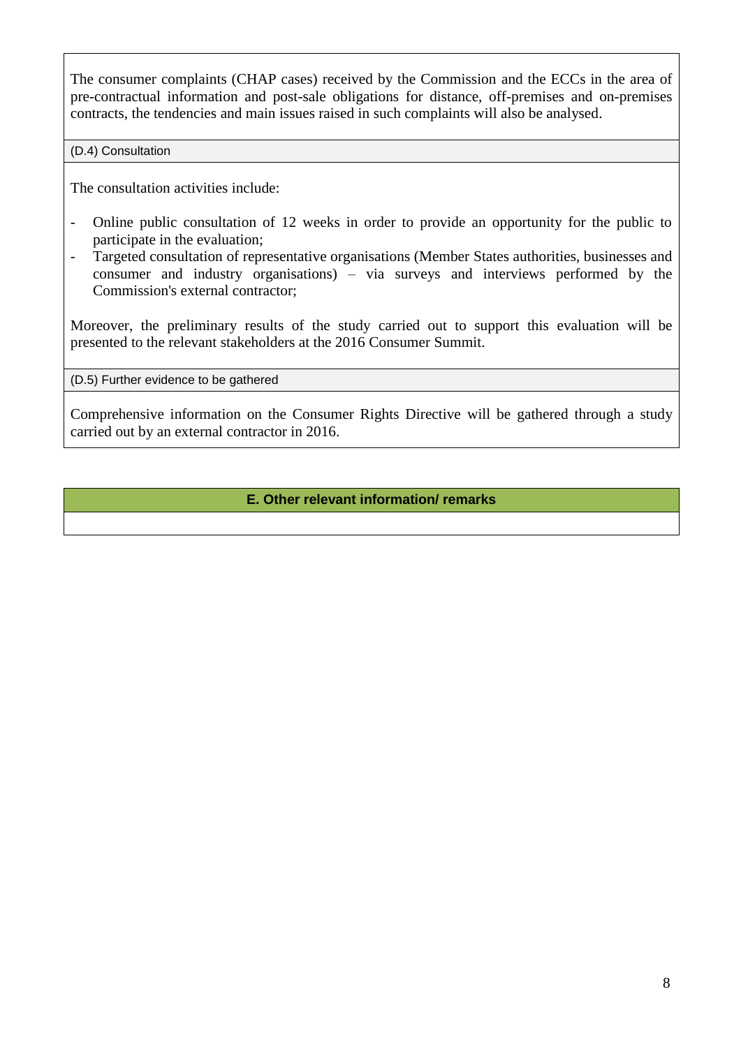The consumer complaints (CHAP cases) received by the Commission and the ECCs in the area of pre-contractual information and post-sale obligations for distance, off-premises and on-premises contracts, the tendencies and main issues raised in such complaints will also be analysed.

(D.4) Consultation

The consultation activities include:

- Online public consultation of 12 weeks in order to provide an opportunity for the public to participate in the evaluation;
- Targeted consultation of representative organisations (Member States authorities, businesses and consumer and industry organisations) – via surveys and interviews performed by the Commission's external contractor;

Moreover, the preliminary results of the study carried out to support this evaluation will be presented to the relevant stakeholders at the 2016 Consumer Summit.

(D.5) Further evidence to be gathered

Comprehensive information on the Consumer Rights Directive will be gathered through a study carried out by an external contractor in 2016.

## E. Other relevant information/ remarks